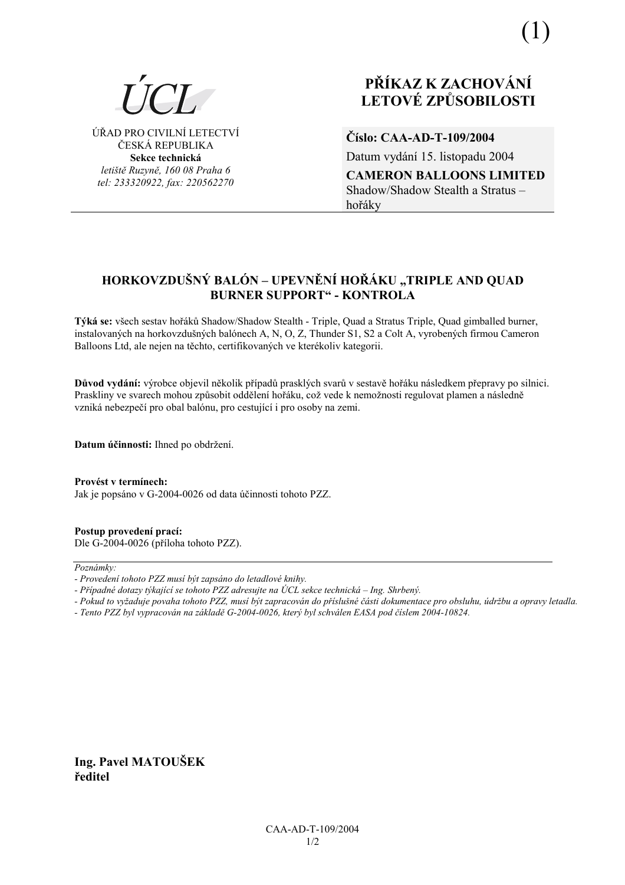(1)

ÚCL

ÚŘAD PRO CIVILNÍ LETECTVÍ
ČESKÁ REPUBLIKA
**Sekce technická**
*letiště Ruzyně, 160 08 Praha 6*
*tel: 233320922, fax: 220562270*

# PŘÍKAZ K ZACHOVÁNÍ LETOVÉ ZPŮSOBILOSTI

**Číslo: CAA-AD-T-109/2004**
Datum vydání 15. listopadu 2004
**CAMERON BALLOONS LIMITED**
Shadow/Shadow Stealth a Stratus – hořáky

## HORKOVZDUŠNÝ BALÓN – UPEVNĚNÍ HOŘÁKU „TRIPLE AND QUAD BURNER SUPPORT" - KONTROLA

**Týká se:** všech sestav hořáků Shadow/Shadow Stealth - Triple, Quad a Stratus Triple, Quad gimballed burner, instalovaných na horkovzdušných balónech A, N, O, Z, Thunder S1, S2 a Colt A, vyrobených firmou Cameron Balloons Ltd, ale nejen na těchto, certifikovaných ve kterékoliv kategorii.

**Důvod vydání:** výrobce objevil několik případů prasklých svarů v sestavě hořáku následkem přepravy po silnici. Praskliny ve svarech mohou způsobit oddělení hořáku, což vede k nemožnosti regulovat plamen a následně vzniká nebezpečí pro obal balónu, pro cestující i pro osoby na zemi.

**Datum účinnosti:** Ihned po obdržení.

**Provést v termínech:**
Jak je popsáno v G-2004-0026 od data účinnosti tohoto PZZ.

**Postup provedení prací:**
Dle G-2004-0026 (příloha tohoto PZZ).

---

*Poznámky:*
*- Provedení tohoto PZZ musí být zapsáno do letadlové knihy.*
*- Případné dotazy týkající se tohoto PZZ adresujte na ÚCL sekce technická – Ing. Shrbený.*
*- Pokud to vyžaduje povaha tohoto PZZ, musí být zapracován do příslušné části dokumentace pro obsluhu, údržbu a opravy letadla.*
*- Tento PZZ byl vypracován na základě G-2004-0026, který byl schválen EASA pod číslem 2004-10824.*

**Ing. Pavel MATOUŠEK**
**ředitel**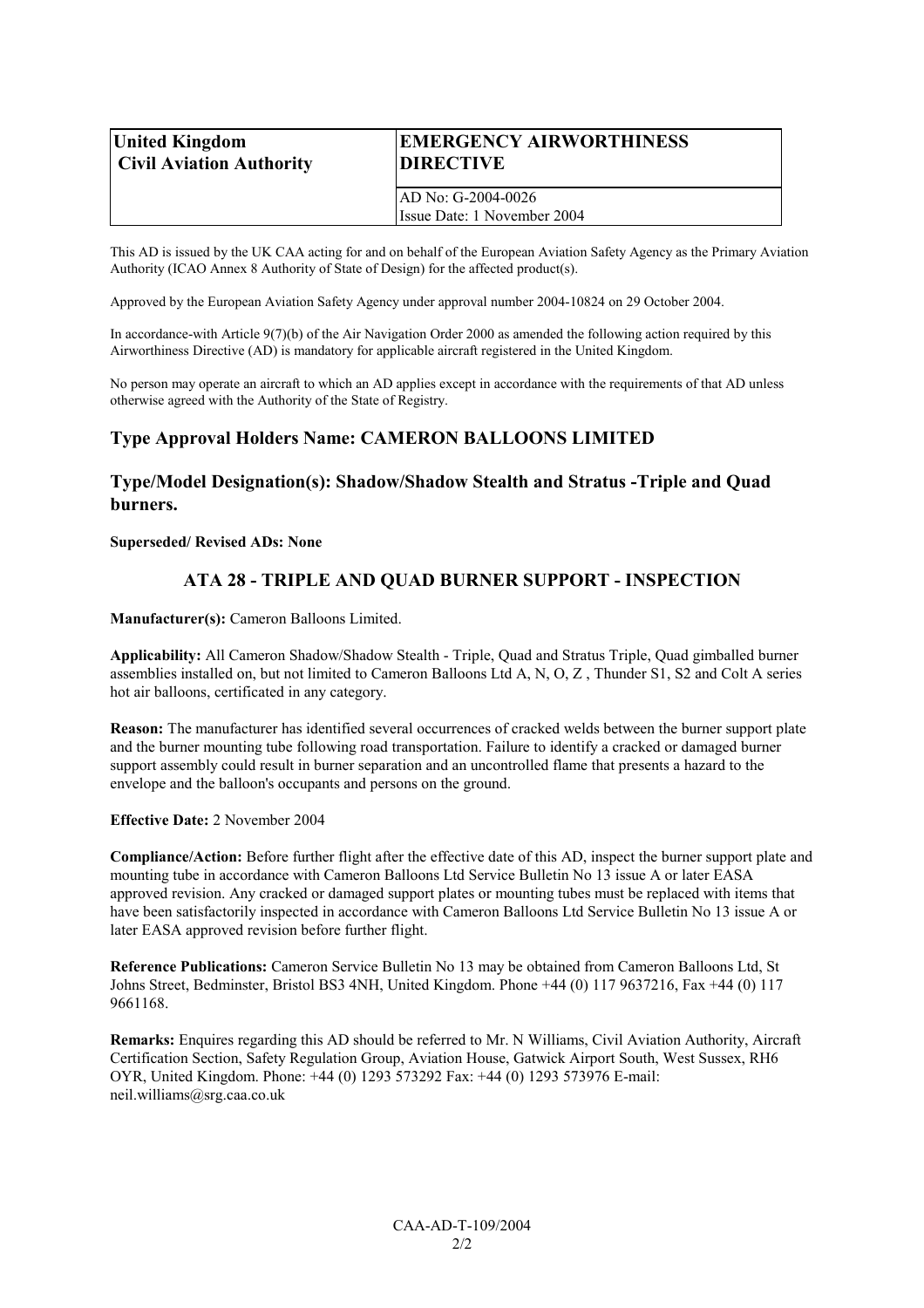| United Kingdom Civil Aviation Authority | EMERGENCY AIRWORTHINESS DIRECTIVE |
| --- | --- |
| | AD No: G-2004-0026<br>Issue Date: 1 November 2004 |

This AD is issued by the UK CAA acting for and on behalf of the European Aviation Safety Agency as the Primary Aviation Authority (ICAO Annex 8 Authority of State of Design) for the affected product(s).

Approved by the European Aviation Safety Agency under approval number 2004-10824 on 29 October 2004.

In accordance-with Article 9(7)(b) of the Air Navigation Order 2000 as amended the following action required by this Airworthiness Directive (AD) is mandatory for applicable aircraft registered in the United Kingdom.

No person may operate an aircraft to which an AD applies except in accordance with the requirements of that AD unless otherwise agreed with the Authority of the State of Registry.

## Type Approval Holders Name: CAMERON BALLOONS LIMITED

## Type/Model Designation(s): Shadow/Shadow Stealth and Stratus -Triple and Quad burners.

**Superseded/ Revised ADs: None**

## ATA 28 - TRIPLE AND QUAD BURNER SUPPORT - INSPECTION

**Manufacturer(s):** Cameron Balloons Limited.

**Applicability:** All Cameron Shadow/Shadow Stealth - Triple, Quad and Stratus Triple, Quad gimballed burner assemblies installed on, but not limited to Cameron Balloons Ltd A, N, O, Z , Thunder S1, S2 and Colt A series hot air balloons, certificated in any category.

**Reason:** The manufacturer has identified several occurrences of cracked welds between the burner support plate and the burner mounting tube following road transportation. Failure to identify a cracked or damaged burner support assembly could result in burner separation and an uncontrolled flame that presents a hazard to the envelope and the balloon's occupants and persons on the ground.

**Effective Date:** 2 November 2004

**Compliance/Action:** Before further flight after the effective date of this AD, inspect the burner support plate and mounting tube in accordance with Cameron Balloons Ltd Service Bulletin No 13 issue A or later EASA approved revision. Any cracked or damaged support plates or mounting tubes must be replaced with items that have been satisfactorily inspected in accordance with Cameron Balloons Ltd Service Bulletin No 13 issue A or later EASA approved revision before further flight.

**Reference Publications:** Cameron Service Bulletin No 13 may be obtained from Cameron Balloons Ltd, St Johns Street, Bedminster, Bristol BS3 4NH, United Kingdom. Phone +44 (0) 117 9637216, Fax +44 (0) 117 9661168.

**Remarks:** Enquires regarding this AD should be referred to Mr. N Williams, Civil Aviation Authority, Aircraft Certification Section, Safety Regulation Group, Aviation House, Gatwick Airport South, West Sussex, RH6 OYR, United Kingdom. Phone: +44 (0) 1293 573292 Fax: +44 (0) 1293 573976 E-mail: neil.williams@srg.caa.co.uk

CAA-AD-T-109/2004